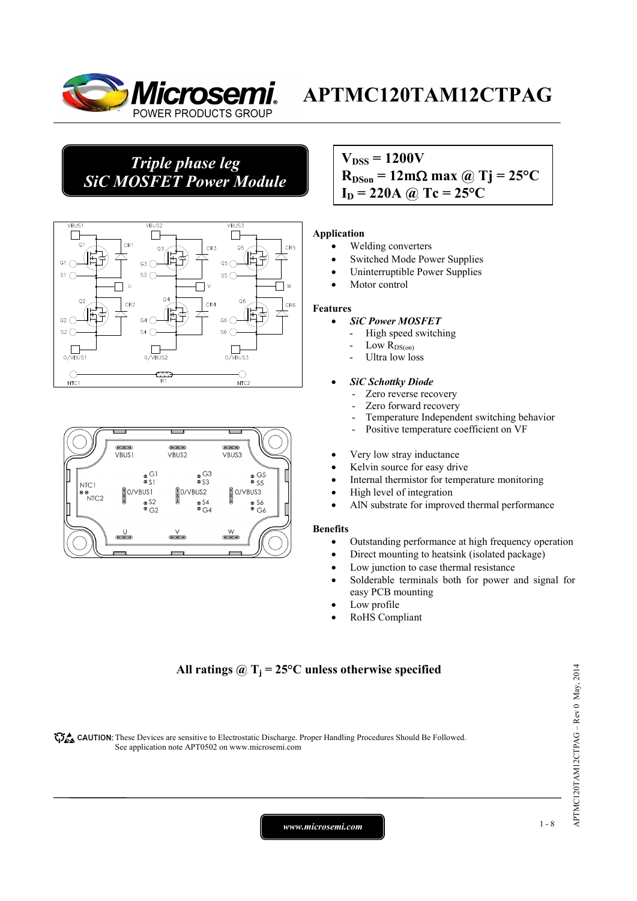# APTMC120TAM12CTPAG

**Triple phase leg**
**SiC MOSFET Power Module**

**$V_{DSS}$ = 1200V**
**$R_{DSon}$ = 12mΩ max @ Tj = 25°C**
**$I_D$ = 220A @ Tc = 25°C**

### Application

- Welding converters
- Switched Mode Power Supplies
- Uninterruptible Power Supplies
- Motor control

### Features

- ***SiC Power MOSFET***
  - High speed switching
  - Low $R_{DS(on)}$
  - Ultra low loss
- ***SiC Schottky Diode***
  - Zero reverse recovery
  - Zero forward recovery
  - Temperature Independent switching behavior
  - Positive temperature coefficient on VF
- Very low stray inductance
- Kelvin source for easy drive
- Internal thermistor for temperature monitoring
- High level of integration
- AlN substrate for improved thermal performance

### Benefits

- Outstanding performance at high frequency operation
- Direct mounting to heatsink (isolated package)
- Low junction to case thermal resistance
- Solderable terminals both for power and signal for easy PCB mounting
- Low profile
- RoHS Compliant

**All ratings @ $T_j$ = 25°C unless otherwise specified**

**CAUTION:** These Devices are sensitive to Electrostatic Discharge. Proper Handling Procedures Should Be Followed. See application note APT0502 on www.microsemi.com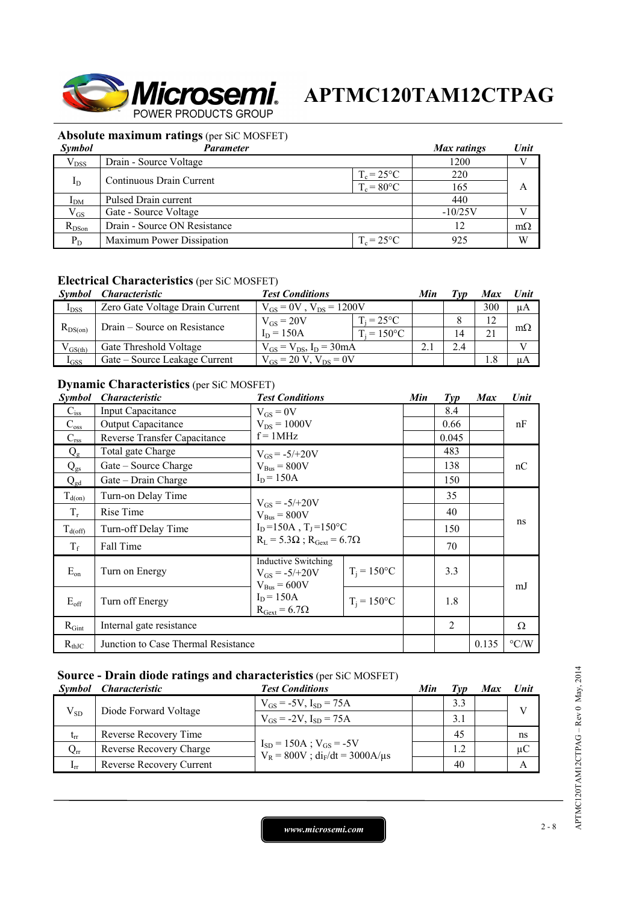**APTMC120TAM12CTPAG**

## Absolute maximum ratings (per SiC MOSFET)

| Symbol | Parameter | | Max ratings | Unit |
|---|---|---|---|---|
| $V_{DSS}$ | Drain - Source Voltage | | 1200 | V |
| $I_D$ | Continuous Drain Current | $T_c = 25°C$ | 220 | A |
| | | $T_c = 80°C$ | 165 | |
| $I_{DM}$ | Pulsed Drain current | | 440 | |
| $V_{GS}$ | Gate - Source Voltage | | -10/25V | V |
| $R_{DSon}$ | Drain - Source ON Resistance | | 12 | mΩ |
| $P_D$ | Maximum Power Dissipation | $T_c = 25°C$ | 925 | W |

## Electrical Characteristics (per SiC MOSFET)

| Symbol | Characteristic | Test Conditions | | Min | Typ | Max | Unit |
|---|---|---|---|---|---|---|---|
| $I_{DSS}$ | Zero Gate Voltage Drain Current | $V_{GS} = 0V$ , $V_{DS} = 1200V$ | | | | 300 | µA |
| $R_{DS(on)}$ | Drain – Source on Resistance | $V_{GS} = 20V$<br>$I_D = 150A$ | $T_j = 25°C$ | | 8 | 12 | mΩ |
| | | | $T_j = 150°C$ | | 14 | 21 | |
| $V_{GS(th)}$ | Gate Threshold Voltage | $V_{GS} = V_{DS}$, $I_D = 30mA$ | | 2.1 | 2.4 | | V |
| $I_{GSS}$ | Gate – Source Leakage Current | $V_{GS} = 20$ V, $V_{DS} = 0V$ | | | | 1.8 | µA |

## Dynamic Characteristics (per SiC MOSFET)

| Symbol | Characteristic | Test Conditions | | Min | Typ | Max | Unit |
|---|---|---|---|---|---|---|---|
| $C_{iss}$ | Input Capacitance | $V_{GS} = 0V$<br>$V_{DS} = 1000V$<br>$f = 1MHz$ | | | 8.4 | | nF |
| $C_{oss}$ | Output Capacitance | | | | 0.66 | | |
| $C_{rss}$ | Reverse Transfer Capacitance | | | | 0.045 | | |
| $Q_g$ | Total gate Charge | $V_{GS} = -5/+20V$<br>$V_{Bus} = 800V$<br>$I_D = 150A$ | | | 483 | | nC |
| $Q_{gs}$ | Gate – Source Charge | | | | 138 | | |
| $Q_{gd}$ | Gate – Drain Charge | | | | 150 | | |
| $T_{d(on)}$ | Turn-on Delay Time | $V_{GS} = -5/+20V$<br>$V_{Bus} = 800V$<br>$I_D = 150A$ , $T_J = 150°C$<br>$R_L = 5.3\Omega$ ; $R_{Gext} = 6.7\Omega$ | | | 35 | | ns |
| $T_r$ | Rise Time | | | | 40 | | |
| $T_{d(off)}$ | Turn-off Delay Time | | | | 150 | | |
| $T_f$ | Fall Time | | | | 70 | | |
| $E_{on}$ | Turn on Energy | Inductive Switching<br>$V_{GS} = -5/+20V$<br>$V_{Bus} = 600V$<br>$I_D = 150A$<br>$R_{Gext} = 6.7\Omega$ | $T_j = 150°C$ | | 3.3 | | mJ |
| $E_{off}$ | Turn off Energy | | $T_j = 150°C$ | | 1.8 | | |
| $R_{Gint}$ | Internal gate resistance | | | | 2 | | Ω |
| $R_{thJC}$ | Junction to Case Thermal Resistance | | | | | 0.135 | °C/W |

## Source - Drain diode ratings and characteristics (per SiC MOSFET)

| Symbol | Characteristic | Test Conditions | Min | Typ | Max | Unit |
|---|---|---|---|---|---|---|
| $V_{SD}$ | Diode Forward Voltage | $V_{GS} = -5V$, $I_{SD} = 75A$ | | 3.3 | | V |
| | | $V_{GS} = -2V$, $I_{SD} = 75A$ | | 3.1 | | |
| $t_{rr}$ | Reverse Recovery Time | $I_{SD} = 150A$ ; $V_{GS} = -5V$<br>$V_R = 800V$ ; $di_F/dt = 3000A/µs$ | | 45 | | ns |
| $Q_{rr}$ | Reverse Recovery Charge | | | 1.2 | | µC |
| $I_{rr}$ | Reverse Recovery Current | | | 40 | | A |

www.microsemi.com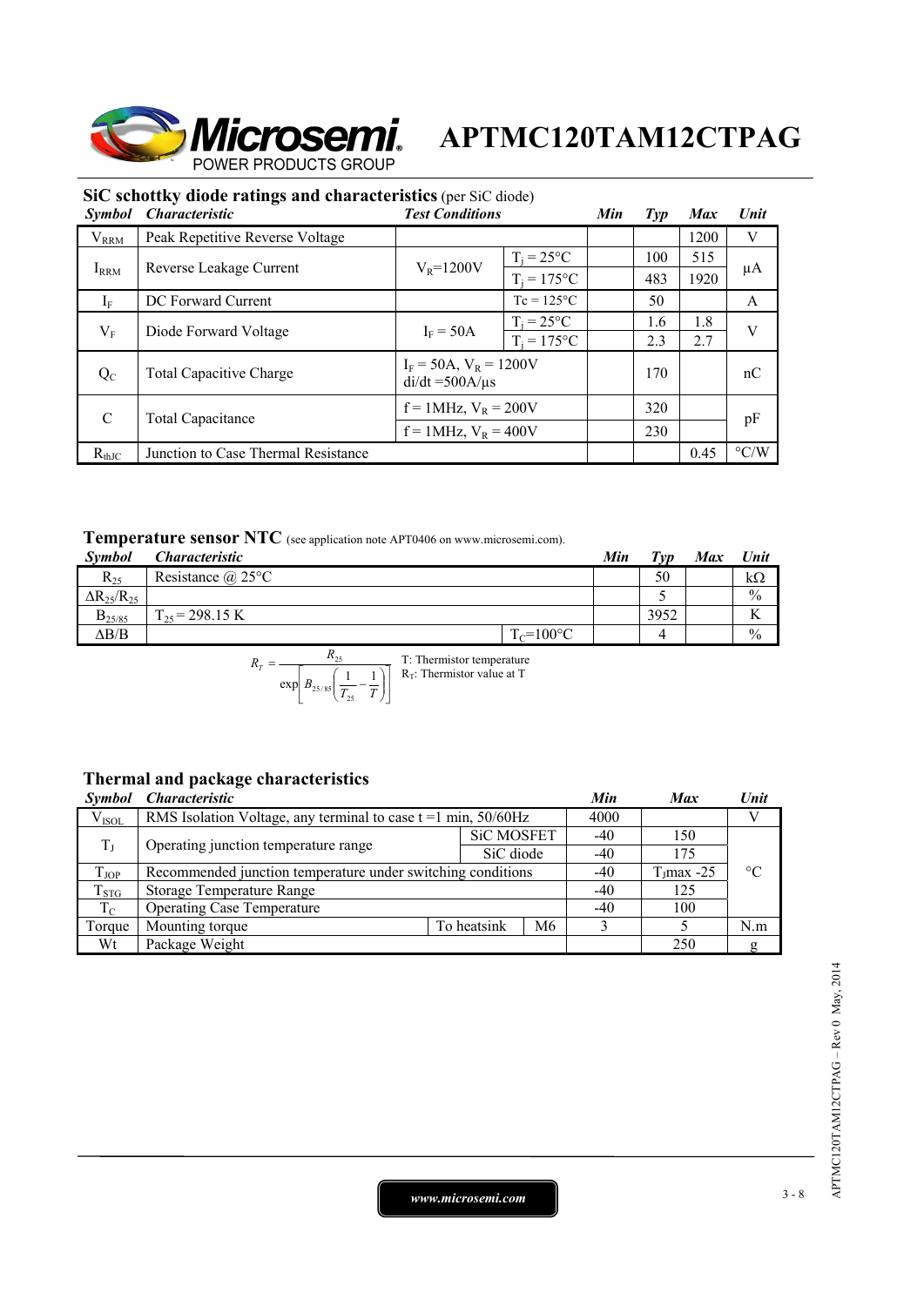## SiC schottky diode ratings and characteristics (per SiC diode)

| *Symbol* | *Characteristic* | *Test Conditions* | | *Min* | *Typ* | *Max* | *Unit* |
|---|---|---|---|---|---|---|---|
| $V_{RRM}$ | Peak Repetitive Reverse Voltage | | | | | 1200 | V |
| $I_{RRM}$ | Reverse Leakage Current | $V_R$=1200V | $T_j$ = 25°C | | 100 | 515 | µA |
| | | | $T_j$ = 175°C | | 483 | 1920 | |
| $I_F$ | DC Forward Current | | Tc = 125°C | | 50 | | A |
| $V_F$ | Diode Forward Voltage | $I_F$ = 50A | $T_j$ = 25°C | | 1.6 | 1.8 | V |
| | | | $T_j$ = 175°C | | 2.3 | 2.7 | |
| $Q_C$ | Total Capacitive Charge | $I_F$ = 50A, $V_R$ = 1200V di/dt =500A/µs | | | 170 | | nC |
| C | Total Capacitance | f = 1MHz, $V_R$ = 200V | | | 320 | | pF |
| | | f = 1MHz, $V_R$ = 400V | | | 230 | | |
| $R_{thJC}$ | Junction to Case Thermal Resistance | | | | | 0.45 | °C/W |

## Temperature sensor NTC (see application note APT0406 on www.microsemi.com).

| *Symbol* | *Characteristic* | | *Min* | *Typ* | *Max* | *Unit* |
|---|---|---|---|---|---|---|
| $R_{25}$ | Resistance @ 25°C | | | 50 | | kΩ |
| $\Delta R_{25}/R_{25}$ | | | | 5 | | % |
| $B_{25/85}$ | $T_{25}$ = 298.15 K | | | 3952 | | K |
| ΔB/B | | $T_C$=100°C | | 4 | | % |

$$R_T = \frac{R_{25}}{\exp\left[B_{25/85}\left(\frac{1}{T_{25}} - \frac{1}{T}\right)\right]}$$

T: Thermistor temperature
$R_T$: Thermistor value at T

## Thermal and package characteristics

| *Symbol* | *Characteristic* | | | *Min* | *Max* | *Unit* |
|---|---|---|---|---|---|---|
| $V_{ISOL}$ | RMS Isolation Voltage, any terminal to case t =1 min, 50/60Hz | | | 4000 | | V |
| $T_J$ | Operating junction temperature range | SiC MOSFET | | -40 | 150 | °C |
| | | SiC diode | | -40 | 175 | |
| $T_{JOP}$ | Recommended junction temperature under switching conditions | | | -40 | $T_J$max -25 | |
| $T_{STG}$ | Storage Temperature Range | | | -40 | 125 | |
| $T_C$ | Operating Case Temperature | | | -40 | 100 | |
| Torque | Mounting torque | To heatsink | M6 | 3 | 5 | N.m |
| Wt | Package Weight | | | | 250 | g |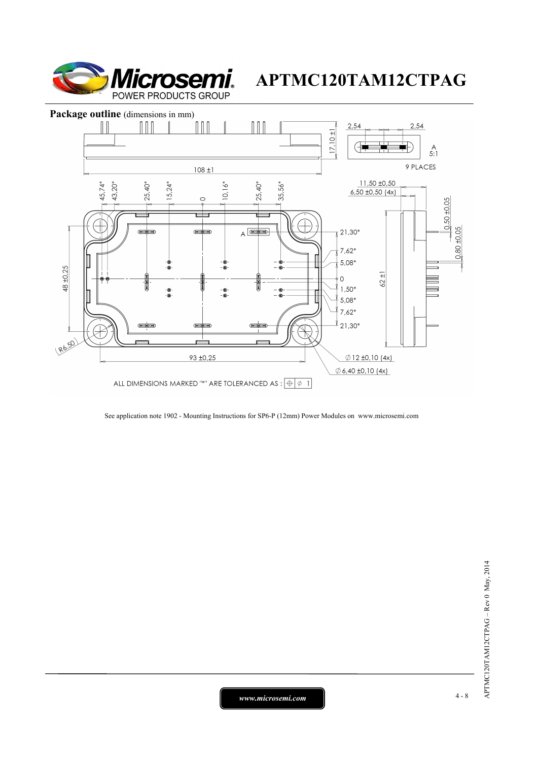**Package outline** (dimensions in mm)

ALL DIMENSIONS MARKED "*" ARE TOLERANCED AS : ⊕ ∅ 1

See application note 1902 - Mounting Instructions for SP6-P (12mm) Power Modules on www.microsemi.com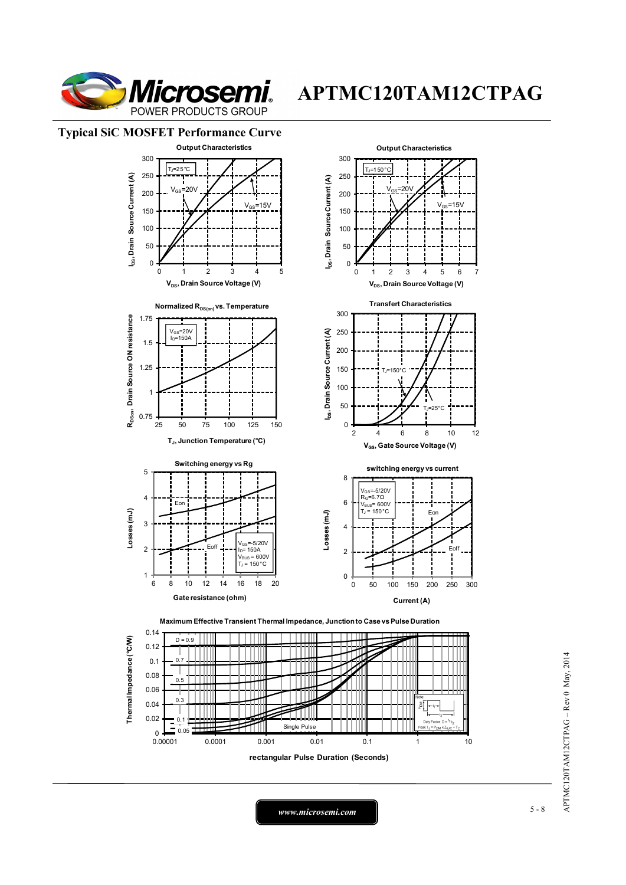## Typical SiC MOSFET Performance Curve

**Output Characteristics** ($T_J$=25°C)

$V_{GS}$=20V, $V_{GS}$=15V

$I_{DS}$, Drain Source Current (A) vs $V_{DS}$, Drain Source Voltage (V)

**Output Characteristics** ($T_J$=150°C)

$V_{GS}$=20V, $V_{GS}$=15V

$I_{DS}$, Drain Source Current (A) vs $V_{DS}$, Drain Source Voltage (V)

**Normalized $R_{DS(on)}$ vs. Temperature**

$V_{GS}$=20V, $I_D$=150A

$R_{DSon}$, Drain Source ON resistance vs $T_J$, Junction Temperature (°C)

**Transfert Characteristics**

$T_J$=150°C, $T_J$=25°C

$I_{DS}$, Drain Source Current (A) vs $V_{GS}$, Gate Source Voltage (V)

**Switching energy vs Rg**

Eon, Eoff

$V_{GS}$=-5/20V, $I_D$= 150A, $V_{BUS}$ = 600V, $T_J$ = 150°C

Losses (mJ) vs Gate resistance (ohm)

**switching energy vs current**

$V_{GS}$=-5/20V, $R_G$=6.7Ω, $V_{BUS}$= 600V, $T_J$ = 150°C

Eon, Eoff

Losses (mJ) vs Current (A)

**Maximum Effective Transient Thermal Impedance, Junction to Case vs Pulse Duration**

D = 0.9, 0.7, 0.5, 0.3, 0.1, 0.05, Single Pulse

Note: Duty Factor $D = t_1/t_2$; Peak $T_J = P_{DM} \times Z_{\theta JC} + T_C$

Thermal Impedance (°C/W) vs rectangular Pulse Duration (Seconds)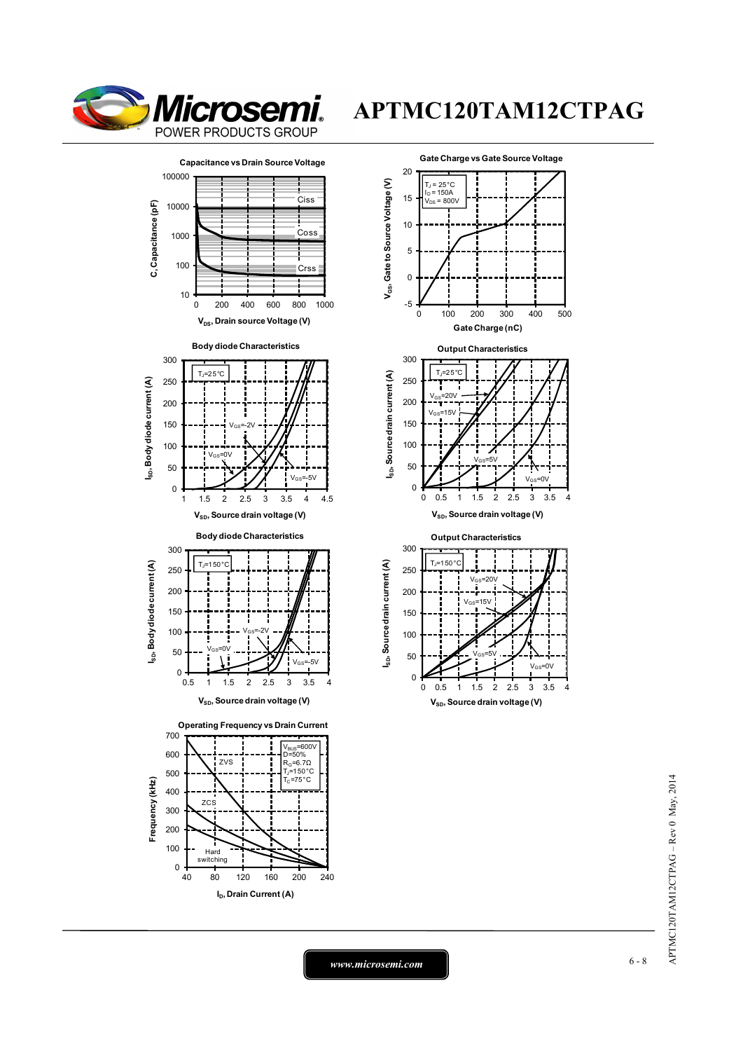# APTMC120TAM12CTPAG

**Capacitance vs Drain Source Voltage**

C, Capacitance (pF) vs $V_{DS}$, Drain source Voltage (V) — Ciss, Coss, Crss

**Gate Charge vs Gate Source Voltage**

$T_J$ = 25°C, $I_D$ = 150A, $V_{DS}$ = 800V

$V_{GS}$, Gate to Source Voltage (V) vs Gate Charge (nC)

**Body diode Characteristics**

$T_J$=25°C — $V_{GS}$=-2V, $V_{GS}$=0V, $V_{GS}$=-5V

$I_{SD}$, Body diode current (A) vs $V_{SD}$, Source drain voltage (V)

**Output Characteristics**

$T_J$=25°C — $V_{GS}$=20V, $V_{GS}$=15V, $V_{GS}$=5V, $V_{GS}$=0V

$I_{SD}$, Source drain current (A) vs $V_{SD}$, Source drain voltage (V)

**Body diode Characteristics**

$T_J$=150°C — $V_{GS}$=-2V, $V_{GS}$=0V, $V_{GS}$=-5V

$I_{SD}$, Body diode current (A) vs $V_{SD}$, Source drain voltage (V)

**Output Characteristics**

$T_J$=150°C — $V_{GS}$=20V, $V_{GS}$=15V, $V_{GS}$=5V, $V_{GS}$=0V

$I_{SD}$, Source drain current (A) vs $V_{SD}$, Source drain voltage (V)

**Operating Frequency vs Drain Current**

$V_{BUS}$=600V, D=50%, $R_G$=6.7Ω, $T_J$=150°C, $T_C$=75°C — ZVS, ZCS, Hard switching

Frequency (kHz) vs $I_D$, Drain Current (A)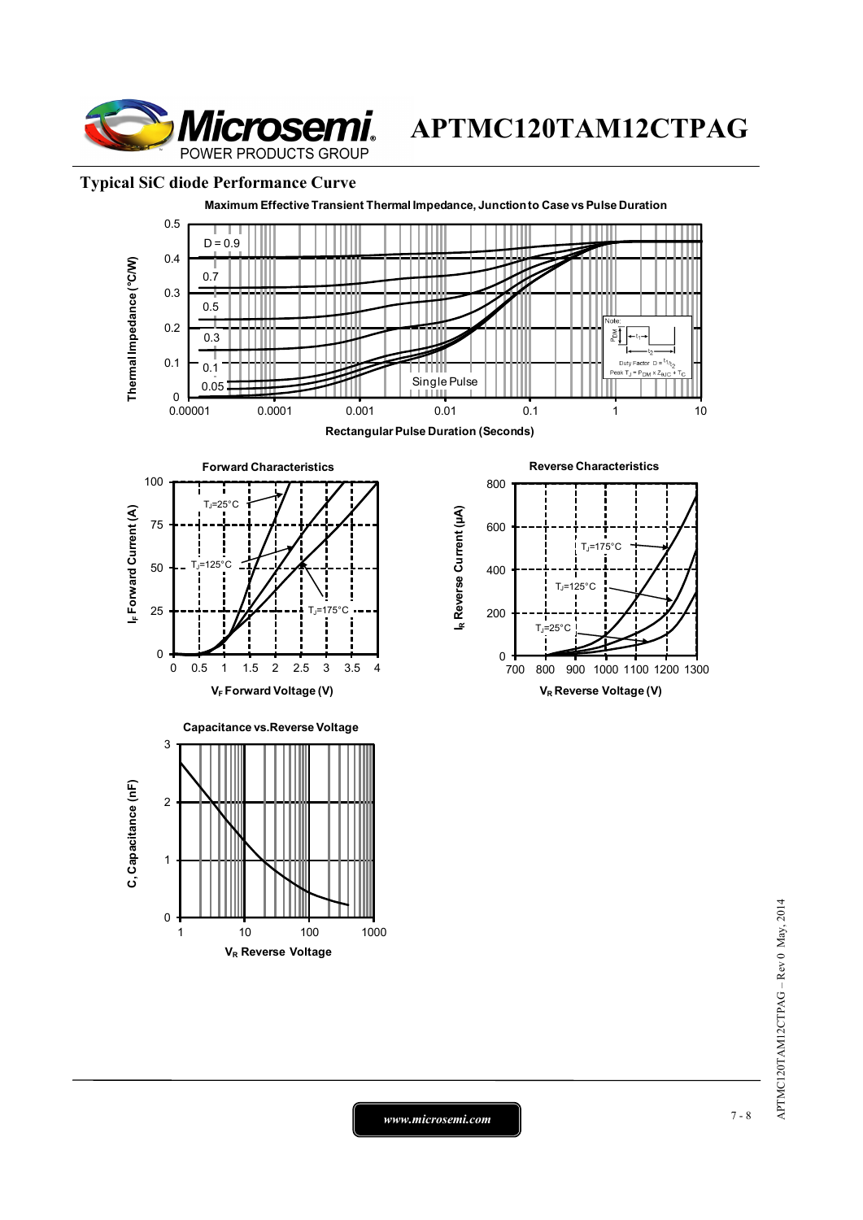## Typical SiC diode Performance Curve

**Maximum Effective Transient Thermal Impedance, Junction to Case vs Pulse Duration**

Thermal Impedance (°C/W)

D = 0.9, 0.7, 0.5, 0.3, 0.1, 0.05, Single Pulse

Note: Duty Factor $D = t_1/t_2$; Peak $T_J = P_{DM} \times Z_{\theta JC} + T_C$

Rectangular Pulse Duration (Seconds)

**Forward Characteristics**

$I_F$ Forward Current (A) vs $V_F$ Forward Voltage (V)

$T_J$=25°C, $T_J$=125°C, $T_J$=175°C

**Reverse Characteristics**

$I_R$ Reverse Current (µA) vs $V_R$ Reverse Voltage (V)

$T_J$=175°C, $T_J$=125°C, $T_J$=25°C

**Capacitance vs.Reverse Voltage**

C, Capacitance (nF) vs $V_R$ Reverse Voltage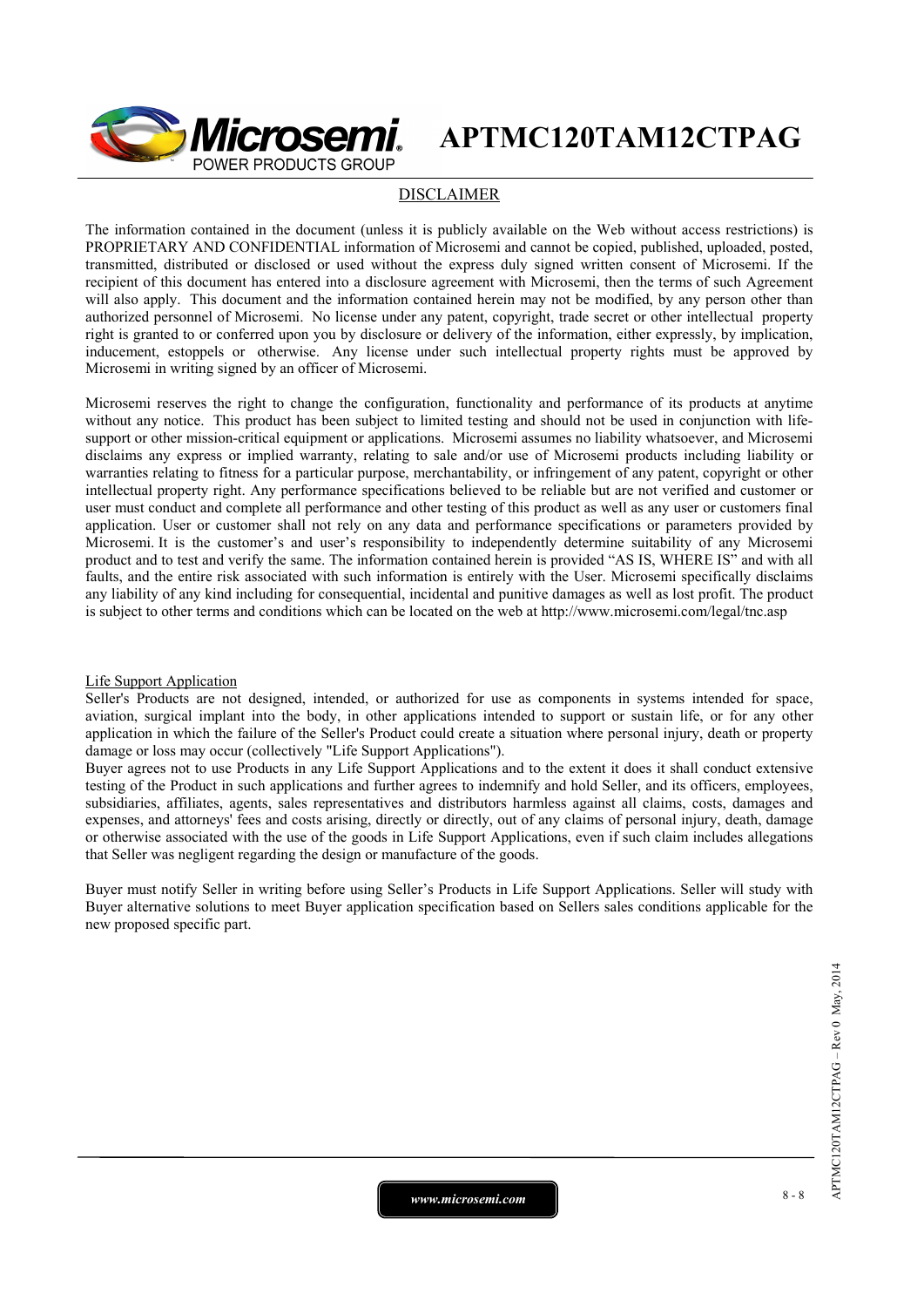## DISCLAIMER

The information contained in the document (unless it is publicly available on the Web without access restrictions) is PROPRIETARY AND CONFIDENTIAL information of Microsemi and cannot be copied, published, uploaded, posted, transmitted, distributed or disclosed or used without the express duly signed written consent of Microsemi. If the recipient of this document has entered into a disclosure agreement with Microsemi, then the terms of such Agreement will also apply. This document and the information contained herein may not be modified, by any person other than authorized personnel of Microsemi. No license under any patent, copyright, trade secret or other intellectual property right is granted to or conferred upon you by disclosure or delivery of the information, either expressly, by implication, inducement, estoppels or otherwise. Any license under such intellectual property rights must be approved by Microsemi in writing signed by an officer of Microsemi.

Microsemi reserves the right to change the configuration, functionality and performance of its products at anytime without any notice. This product has been subject to limited testing and should not be used in conjunction with life-support or other mission-critical equipment or applications. Microsemi assumes no liability whatsoever, and Microsemi disclaims any express or implied warranty, relating to sale and/or use of Microsemi products including liability or warranties relating to fitness for a particular purpose, merchantability, or infringement of any patent, copyright or other intellectual property right. Any performance specifications believed to be reliable but are not verified and customer or user must conduct and complete all performance and other testing of this product as well as any user or customers final application. User or customer shall not rely on any data and performance specifications or parameters provided by Microsemi. It is the customer's and user's responsibility to independently determine suitability of any Microsemi product and to test and verify the same. The information contained herein is provided "AS IS, WHERE IS" and with all faults, and the entire risk associated with such information is entirely with the User. Microsemi specifically disclaims any liability of any kind including for consequential, incidental and punitive damages as well as lost profit. The product is subject to other terms and conditions which can be located on the web at http://www.microsemi.com/legal/tnc.asp

### Life Support Application

Seller's Products are not designed, intended, or authorized for use as components in systems intended for space, aviation, surgical implant into the body, in other applications intended to support or sustain life, or for any other application in which the failure of the Seller's Product could create a situation where personal injury, death or property damage or loss may occur (collectively "Life Support Applications").

Buyer agrees not to use Products in any Life Support Applications and to the extent it does it shall conduct extensive testing of the Product in such applications and further agrees to indemnify and hold Seller, and its officers, employees, subsidiaries, affiliates, agents, sales representatives and distributors harmless against all claims, costs, damages and expenses, and attorneys' fees and costs arising, directly or directly, out of any claims of personal injury, death, damage or otherwise associated with the use of the goods in Life Support Applications, even if such claim includes allegations that Seller was negligent regarding the design or manufacture of the goods.

Buyer must notify Seller in writing before using Seller's Products in Life Support Applications. Seller will study with Buyer alternative solutions to meet Buyer application specification based on Sellers sales conditions applicable for the new proposed specific part.